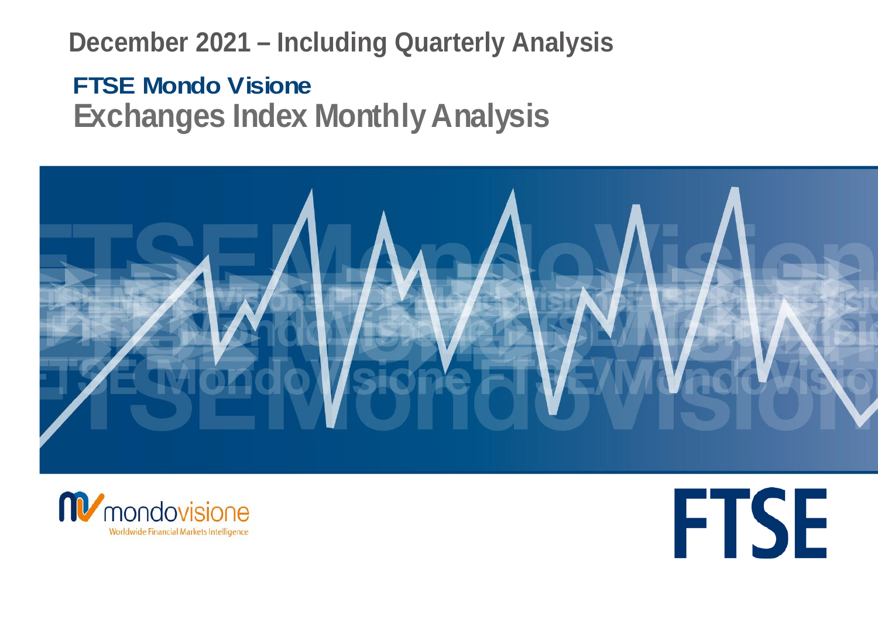**December 2021 – Including Quarterly Analysis**

# FTSE Mondo Visione
# Exchanges Index Monthly Analysis

mondovisione

Worldwide Financial Markets Intelligence

FTSE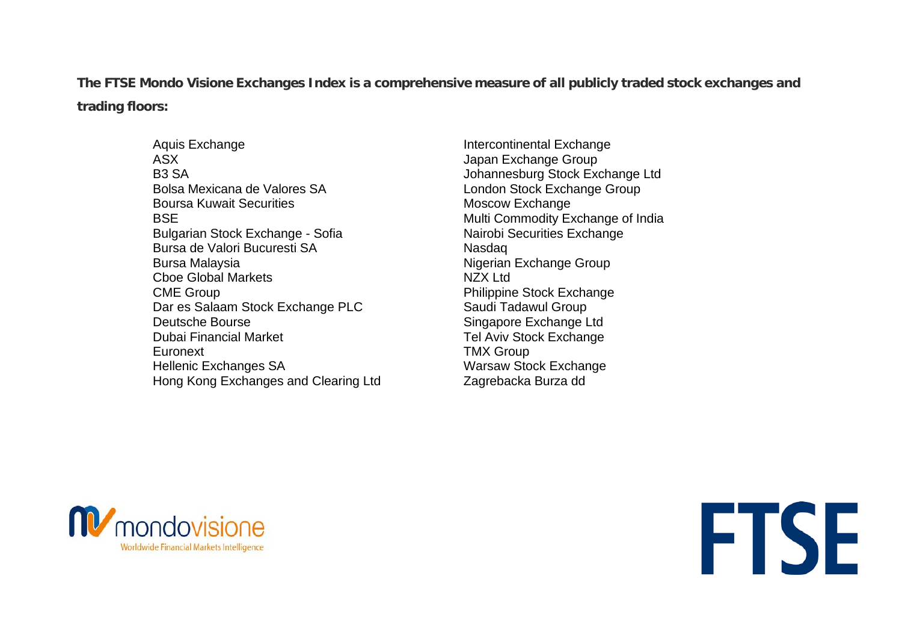**The FTSE Mondo Visione Exchanges Index is a comprehensive measure of all publicly traded stock exchanges and trading floors:**

- Aquis Exchange
- ASX
- B3 SA
- Bolsa Mexicana de Valores SA
- Boursa Kuwait Securities
- BSE
- Bulgarian Stock Exchange - Sofia
- Bursa de Valori Bucuresti SA
- Bursa Malaysia
- Cboe Global Markets
- CME Group
- Dar es Salaam Stock Exchange PLC
- Deutsche Bourse
- Dubai Financial Market
- Euronext
- Hellenic Exchanges SA
- Hong Kong Exchanges and Clearing Ltd
- Intercontinental Exchange
- Japan Exchange Group
- Johannesburg Stock Exchange Ltd
- London Stock Exchange Group
- Moscow Exchange
- Multi Commodity Exchange of India
- Nairobi Securities Exchange
- Nasdaq
- Nigerian Exchange Group
- NZX Ltd
- Philippine Stock Exchange
- Saudi Tadawul Group
- Singapore Exchange Ltd
- Tel Aviv Stock Exchange
- TMX Group
- Warsaw Stock Exchange
- Zagrebacka Burza dd

mondovisione Worldwide Financial Markets Intelligence

FTSE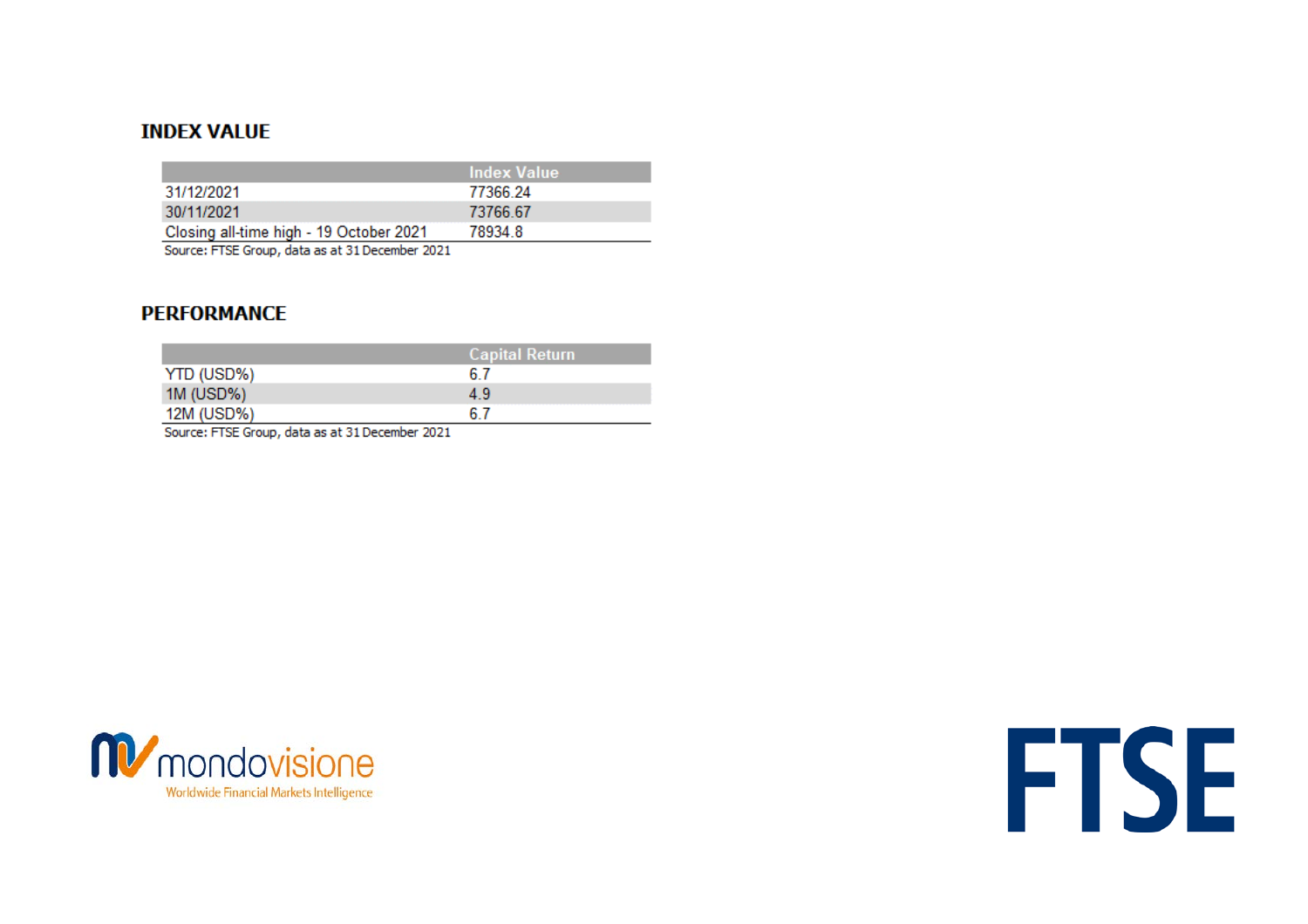## INDEX VALUE

| | Index Value |
|---|---|
| 31/12/2021 | 77366.24 |
| 30/11/2021 | 73766.67 |
| Closing all-time high - 19 October 2021 | 78934.8 |

Source: FTSE Group, data as at 31 December 2021

## PERFORMANCE

| | Capital Return |
|---|---|
| YTD (USD%) | 6.7 |
| 1M (USD%) | 4.9 |
| 12M (USD%) | 6.7 |

Source: FTSE Group, data as at 31 December 2021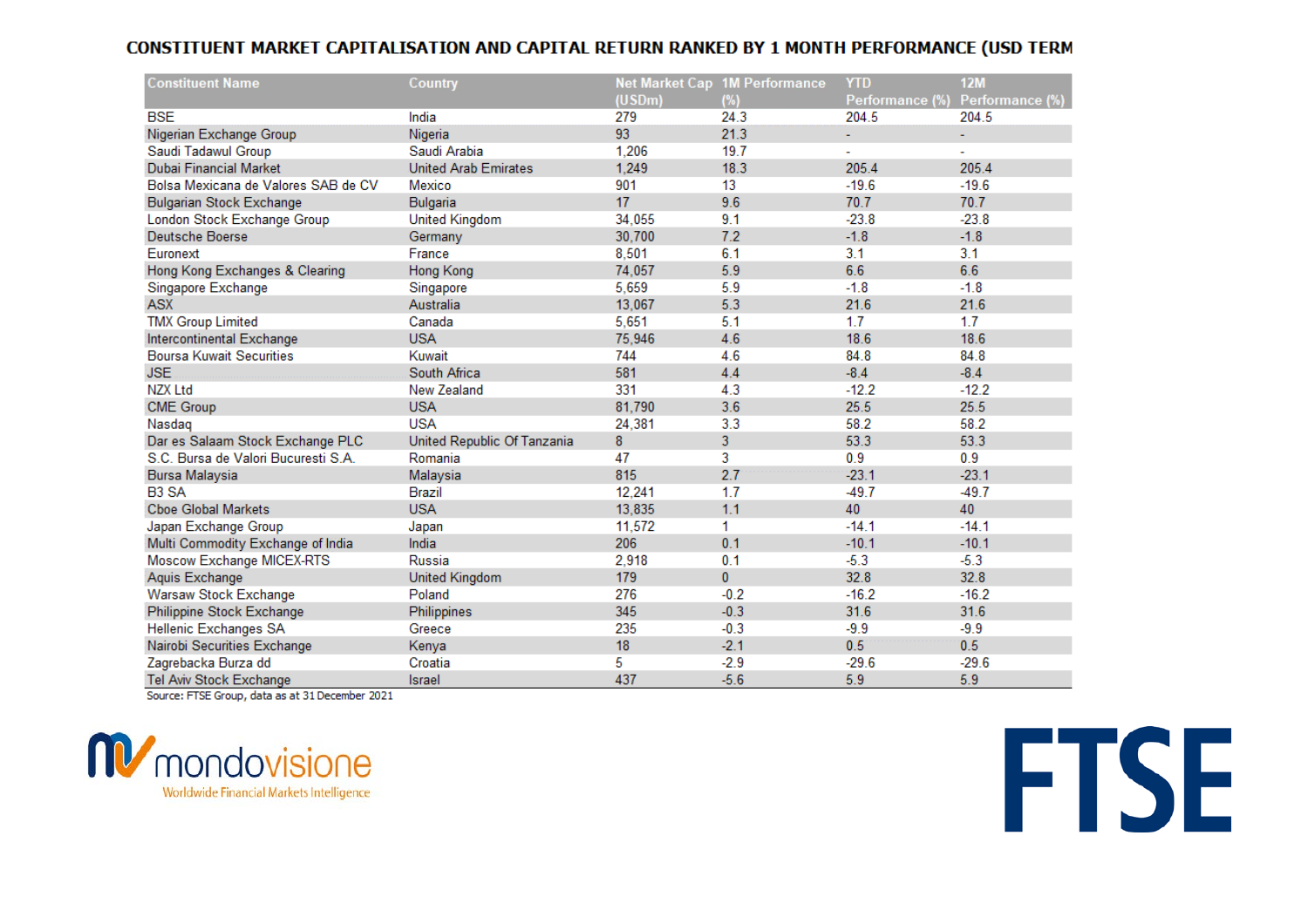## CONSTITUENT MARKET CAPITALISATION AND CAPITAL RETURN RANKED BY 1 MONTH PERFORMANCE (USD TERM

| Constituent Name | Country | Net Market Cap (USDm) | 1M Performance (%) | YTD Performance (%) | 12M Performance (%) |
|---|---|---|---|---|---|
| BSE | India | 279 | 24.3 | 204.5 | 204.5 |
| Nigerian Exchange Group | Nigeria | 93 | 21.3 | - | - |
| Saudi Tadawul Group | Saudi Arabia | 1,206 | 19.7 | - | - |
| Dubai Financial Market | United Arab Emirates | 1,249 | 18.3 | 205.4 | 205.4 |
| Bolsa Mexicana de Valores SAB de CV | Mexico | 901 | 13 | -19.6 | -19.6 |
| Bulgarian Stock Exchange | Bulgaria | 17 | 9.6 | 70.7 | 70.7 |
| London Stock Exchange Group | United Kingdom | 34,055 | 9.1 | -23.8 | -23.8 |
| Deutsche Boerse | Germany | 30,700 | 7.2 | -1.8 | -1.8 |
| Euronext | France | 8,501 | 6.1 | 3.1 | 3.1 |
| Hong Kong Exchanges & Clearing | Hong Kong | 74,057 | 5.9 | 6.6 | 6.6 |
| Singapore Exchange | Singapore | 5,659 | 5.9 | -1.8 | -1.8 |
| ASX | Australia | 13,067 | 5.3 | 21.6 | 21.6 |
| TMX Group Limited | Canada | 5,651 | 5.1 | 1.7 | 1.7 |
| Intercontinental Exchange | USA | 75,946 | 4.6 | 18.6 | 18.6 |
| Boursa Kuwait Securities | Kuwait | 744 | 4.6 | 84.8 | 84.8 |
| JSE | South Africa | 581 | 4.4 | -8.4 | -8.4 |
| NZX Ltd | New Zealand | 331 | 4.3 | -12.2 | -12.2 |
| CME Group | USA | 81,790 | 3.6 | 25.5 | 25.5 |
| Nasdaq | USA | 24,381 | 3.3 | 58.2 | 58.2 |
| Dar es Salaam Stock Exchange PLC | United Republic Of Tanzania | 8 | 3 | 53.3 | 53.3 |
| S.C. Bursa de Valori Bucuresti S.A. | Romania | 47 | 3 | 0.9 | 0.9 |
| Bursa Malaysia | Malaysia | 815 | 2.7 | -23.1 | -23.1 |
| B3 SA | Brazil | 12,241 | 1.7 | -49.7 | -49.7 |
| Cboe Global Markets | USA | 13,835 | 1.1 | 40 | 40 |
| Japan Exchange Group | Japan | 11,572 | 1 | -14.1 | -14.1 |
| Multi Commodity Exchange of India | India | 206 | 0.1 | -10.1 | -10.1 |
| Moscow Exchange MICEX-RTS | Russia | 2,918 | 0.1 | -5.3 | -5.3 |
| Aquis Exchange | United Kingdom | 179 | 0 | 32.8 | 32.8 |
| Warsaw Stock Exchange | Poland | 276 | -0.2 | -16.2 | -16.2 |
| Philippine Stock Exchange | Philippines | 345 | -0.3 | 31.6 | 31.6 |
| Hellenic Exchanges SA | Greece | 235 | -0.3 | -9.9 | -9.9 |
| Nairobi Securities Exchange | Kenya | 18 | -2.1 | 0.5 | 0.5 |
| Zagrebacka Burza dd | Croatia | 5 | -2.9 | -29.6 | -29.6 |
| Tel Aviv Stock Exchange | Israel | 437 | -5.6 | 5.9 | 5.9 |

Source: FTSE Group, data as at 31 December 2021

mondovisione
Worldwide Financial Markets Intelligence

FTSE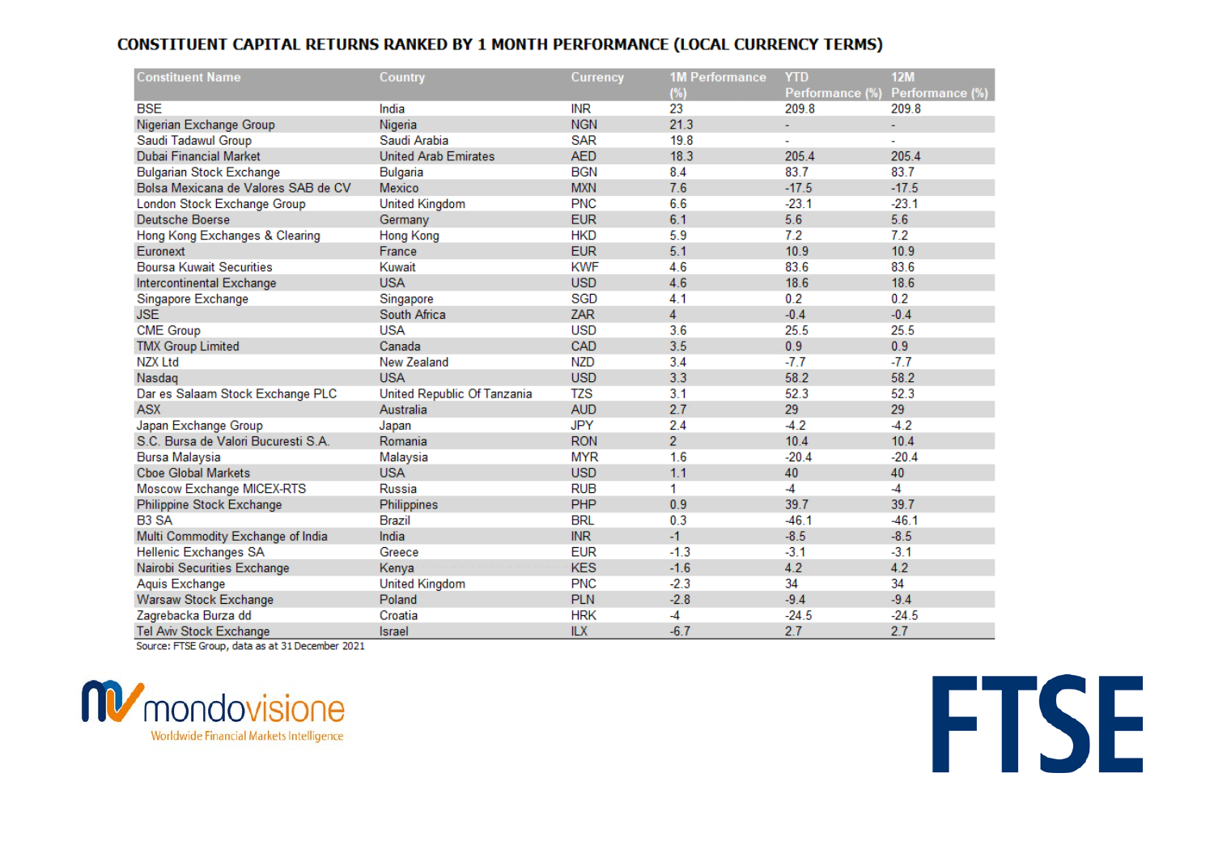## CONSTITUENT CAPITAL RETURNS RANKED BY 1 MONTH PERFORMANCE (LOCAL CURRENCY TERMS)

| Constituent Name | Country | Currency | 1M Performance (%) | YTD Performance (%) | 12M Performance (%) |
|---|---|---|---|---|---|
| BSE | India | INR | 23 | 209.8 | 209.8 |
| Nigerian Exchange Group | Nigeria | NGN | 21.3 | - | - |
| Saudi Tadawul Group | Saudi Arabia | SAR | 19.8 | - | - |
| Dubai Financial Market | United Arab Emirates | AED | 18.3 | 205.4 | 205.4 |
| Bulgarian Stock Exchange | Bulgaria | BGN | 8.4 | 83.7 | 83.7 |
| Bolsa Mexicana de Valores SAB de CV | Mexico | MXN | 7.6 | -17.5 | -17.5 |
| London Stock Exchange Group | United Kingdom | PNC | 6.6 | -23.1 | -23.1 |
| Deutsche Boerse | Germany | EUR | 6.1 | 5.6 | 5.6 |
| Hong Kong Exchanges & Clearing | Hong Kong | HKD | 5.9 | 7.2 | 7.2 |
| Euronext | France | EUR | 5.1 | 10.9 | 10.9 |
| Boursa Kuwait Securities | Kuwait | KWF | 4.6 | 83.6 | 83.6 |
| Intercontinental Exchange | USA | USD | 4.6 | 18.6 | 18.6 |
| Singapore Exchange | Singapore | SGD | 4.1 | 0.2 | 0.2 |
| JSE | South Africa | ZAR | 4 | -0.4 | -0.4 |
| CME Group | USA | USD | 3.6 | 25.5 | 25.5 |
| TMX Group Limited | Canada | CAD | 3.5 | 0.9 | 0.9 |
| NZX Ltd | New Zealand | NZD | 3.4 | -7.7 | -7.7 |
| Nasdaq | USA | USD | 3.3 | 58.2 | 58.2 |
| Dar es Salaam Stock Exchange PLC | United Republic Of Tanzania | TZS | 3.1 | 52.3 | 52.3 |
| ASX | Australia | AUD | 2.7 | 29 | 29 |
| Japan Exchange Group | Japan | JPY | 2.4 | -4.2 | -4.2 |
| S.C. Bursa de Valori Bucuresti S.A. | Romania | RON | 2 | 10.4 | 10.4 |
| Bursa Malaysia | Malaysia | MYR | 1.6 | -20.4 | -20.4 |
| Cboe Global Markets | USA | USD | 1.1 | 40 | 40 |
| Moscow Exchange MICEX-RTS | Russia | RUB | 1 | -4 | -4 |
| Philippine Stock Exchange | Philippines | PHP | 0.9 | 39.7 | 39.7 |
| B3 SA | Brazil | BRL | 0.3 | -46.1 | -46.1 |
| Multi Commodity Exchange of India | India | INR | -1 | -8.5 | -8.5 |
| Hellenic Exchanges SA | Greece | EUR | -1.3 | -3.1 | -3.1 |
| Nairobi Securities Exchange | Kenya | KES | -1.6 | 4.2 | 4.2 |
| Aquis Exchange | United Kingdom | PNC | -2.3 | 34 | 34 |
| Warsaw Stock Exchange | Poland | PLN | -2.8 | -9.4 | -9.4 |
| Zagrebacka Burza dd | Croatia | HRK | -4 | -24.5 | -24.5 |
| Tel Aviv Stock Exchange | Israel | ILX | -6.7 | 2.7 | 2.7 |

Source: FTSE Group, data as at 31 December 2021

mondovisione
Worldwide Financial Markets Intelligence

FTSE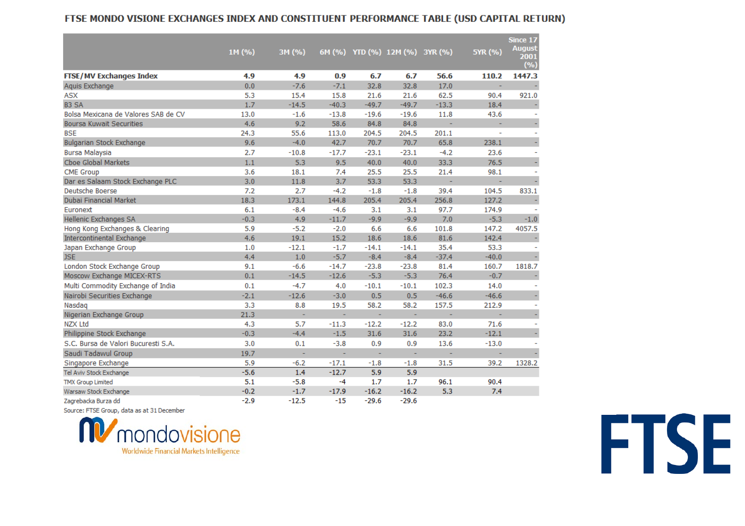## FTSE MONDO VISIONE EXCHANGES INDEX AND CONSTITUENT PERFORMANCE TABLE (USD CAPITAL RETURN)

| | 1M (%) | 3M (%) | 6M (%) | YTD (%) | 12M (%) | 3YR (%) | 5YR (%) | Since 17 August 2001 (%) |
|---|---|---|---|---|---|---|---|---|
| **FTSE/MV Exchanges Index** | **4.9** | **4.9** | **0.9** | **6.7** | **6.7** | **56.6** | **110.2** | **1447.3** |
| Aquis Exchange | 0.0 | -7.6 | -7.1 | 32.8 | 32.8 | 17.0 | - | - |
| ASX | 5.3 | 15.4 | 15.8 | 21.6 | 21.6 | 62.5 | 90.4 | 921.0 |
| B3 SA | 1.7 | -14.5 | -40.3 | -49.7 | -49.7 | -13.3 | 18.4 | - |
| Bolsa Mexicana de Valores SAB de CV | 13.0 | -1.6 | -13.8 | -19.6 | -19.6 | 11.8 | 43.6 | - |
| Boursa Kuwait Securities | 4.6 | 9.2 | 58.6 | 84.8 | 84.8 | - | - | - |
| BSE | 24.3 | 55.6 | 113.0 | 204.5 | 204.5 | 201.1 | - | - |
| Bulgarian Stock Exchange | 9.6 | -4.0 | 42.7 | 70.7 | 70.7 | 65.8 | 238.1 | - |
| Bursa Malaysia | 2.7 | -10.8 | -17.7 | -23.1 | -23.1 | -4.2 | 23.6 | - |
| Cboe Global Markets | 1.1 | 5.3 | 9.5 | 40.0 | 40.0 | 33.3 | 76.5 | - |
| CME Group | 3.6 | 18.1 | 7.4 | 25.5 | 25.5 | 21.4 | 98.1 | - |
| Dar es Salaam Stock Exchange PLC | 3.0 | 11.8 | 3.7 | 53.3 | 53.3 | - | - | - |
| Deutsche Boerse | 7.2 | 2.7 | -4.2 | -1.8 | -1.8 | 39.4 | 104.5 | 833.1 |
| Dubai Financial Market | 18.3 | 173.1 | 144.8 | 205.4 | 205.4 | 256.8 | 127.2 | - |
| Euronext | 6.1 | -8.4 | -4.6 | 3.1 | 3.1 | 97.7 | 174.9 | - |
| Hellenic Exchanges SA | -0.3 | 4.9 | -11.7 | -9.9 | -9.9 | 7.0 | -5.3 | -1.0 |
| Hong Kong Exchanges & Clearing | 5.9 | -5.2 | -2.0 | 6.6 | 6.6 | 101.8 | 147.2 | 4057.5 |
| Intercontinental Exchange | 4.6 | 19.1 | 15.2 | 18.6 | 18.6 | 81.6 | 142.4 | - |
| Japan Exchange Group | 1.0 | -12.1 | -1.7 | -14.1 | -14.1 | 35.4 | 53.3 | - |
| JSE | 4.4 | 1.0 | -5.7 | -8.4 | -8.4 | -37.4 | -40.0 | - |
| London Stock Exchange Group | 9.1 | -6.6 | -14.7 | -23.8 | -23.8 | 81.4 | 160.7 | 1818.7 |
| Moscow Exchange MICEX-RTS | 0.1 | -14.5 | -12.6 | -5.3 | -5.3 | 76.4 | -0.7 | - |
| Multi Commodity Exchange of India | 0.1 | -4.7 | 4.0 | -10.1 | -10.1 | 102.3 | 14.0 | - |
| Nairobi Securities Exchange | -2.1 | -12.6 | -3.0 | 0.5 | 0.5 | -46.6 | -46.6 | - |
| Nasdaq | 3.3 | 8.8 | 19.5 | 58.2 | 58.2 | 157.5 | 212.9 | - |
| Nigerian Exchange Group | 21.3 | - | - | - | - | - | - | - |
| NZX Ltd | 4.3 | 5.7 | -11.3 | -12.2 | -12.2 | 83.0 | 71.6 | - |
| Philippine Stock Exchange | -0.3 | -4.4 | -1.5 | 31.6 | 31.6 | 23.2 | -12.1 | - |
| S.C. Bursa de Valori Bucuresti S.A. | 3.0 | 0.1 | -3.8 | 0.9 | 0.9 | 13.6 | -13.0 | - |
| Saudi Tadawul Group | 19.7 | - | - | - | - | - | - | - |
| Singapore Exchange | 5.9 | -6.2 | -17.1 | -1.8 | -1.8 | 31.5 | 39.2 | 1328.2 |
| Tel Aviv Stock Exchange | -5.6 | 1.4 | -12.7 | 5.9 | 5.9 | | | |
| TMX Group Limited | 5.1 | -5.8 | -4 | 1.7 | 1.7 | 96.1 | 90.4 | |
| Warsaw Stock Exchange | -0.2 | -1.7 | -17.9 | -16.2 | -16.2 | 5.3 | 7.4 | |
| Zagrebacka Burza dd | -2.9 | -12.5 | -15 | -29.6 | -29.6 | | | |

Source: FTSE Group, data as at 31 December

mondovisione
Worldwide Financial Markets Intelligence

FTSE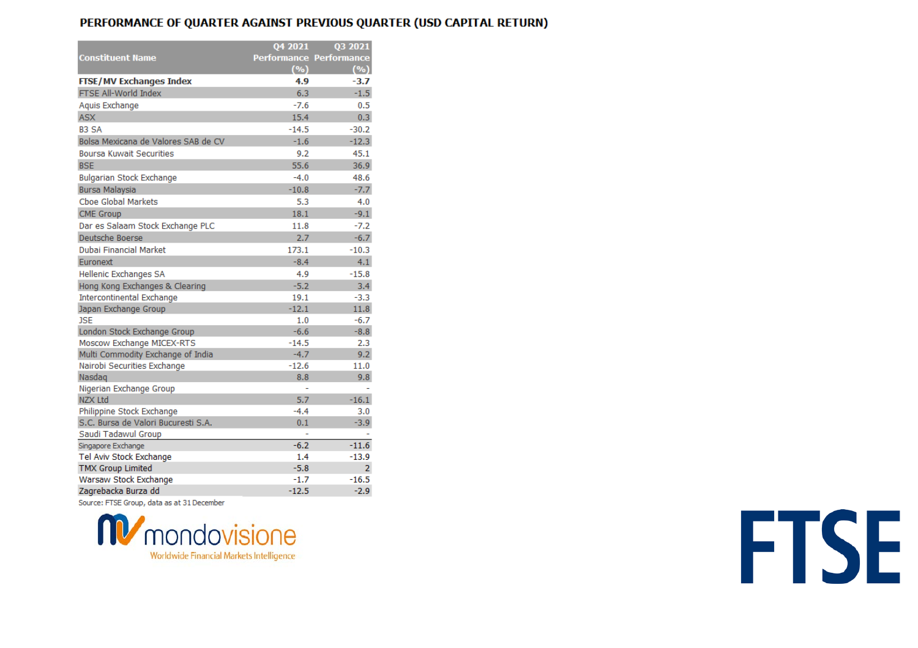# PERFORMANCE OF QUARTER AGAINST PREVIOUS QUARTER (USD CAPITAL RETURN)

| Constituent Name | Q4 2021 Performance (%) | Q3 2021 Performance (%) |
|---|---|---|
| **FTSE/MV Exchanges Index** | **4.9** | **-3.7** |
| FTSE All-World Index | 6.3 | -1.5 |
| Aquis Exchange | -7.6 | 0.5 |
| ASX | 15.4 | 0.3 |
| B3 SA | -14.5 | -30.2 |
| Bolsa Mexicana de Valores SAB de CV | -1.6 | -12.3 |
| Boursa Kuwait Securities | 9.2 | 45.1 |
| BSE | 55.6 | 36.9 |
| Bulgarian Stock Exchange | -4.0 | 48.6 |
| Bursa Malaysia | -10.8 | -7.7 |
| Cboe Global Markets | 5.3 | 4.0 |
| CME Group | 18.1 | -9.1 |
| Dar es Salaam Stock Exchange PLC | 11.8 | -7.2 |
| Deutsche Boerse | 2.7 | -6.7 |
| Dubai Financial Market | 173.1 | -10.3 |
| Euronext | -8.4 | 4.1 |
| Hellenic Exchanges SA | 4.9 | -15.8 |
| Hong Kong Exchanges & Clearing | -5.2 | 3.4 |
| Intercontinental Exchange | 19.1 | -3.3 |
| Japan Exchange Group | -12.1 | 11.8 |
| JSE | 1.0 | -6.7 |
| London Stock Exchange Group | -6.6 | -8.8 |
| Moscow Exchange MICEX-RTS | -14.5 | 2.3 |
| Multi Commodity Exchange of India | -4.7 | 9.2 |
| Nairobi Securities Exchange | -12.6 | 11.0 |
| Nasdaq | 8.8 | 9.8 |
| Nigerian Exchange Group | - | - |
| NZX Ltd | 5.7 | -16.1 |
| Philippine Stock Exchange | -4.4 | 3.0 |
| S.C. Bursa de Valori Bucuresti S.A. | 0.1 | -3.9 |
| Saudi Tadawul Group | - | - |
| Singapore Exchange | -6.2 | -11.6 |
| Tel Aviv Stock Exchange | 1.4 | -13.9 |
| TMX Group Limited | -5.8 | 2 |
| Warsaw Stock Exchange | -1.7 | -16.5 |
| Zagrebacka Burza dd | -12.5 | -2.9 |

Source: FTSE Group, data as at 31 December

mondovisione
Worldwide Financial Markets Intelligence

FTSE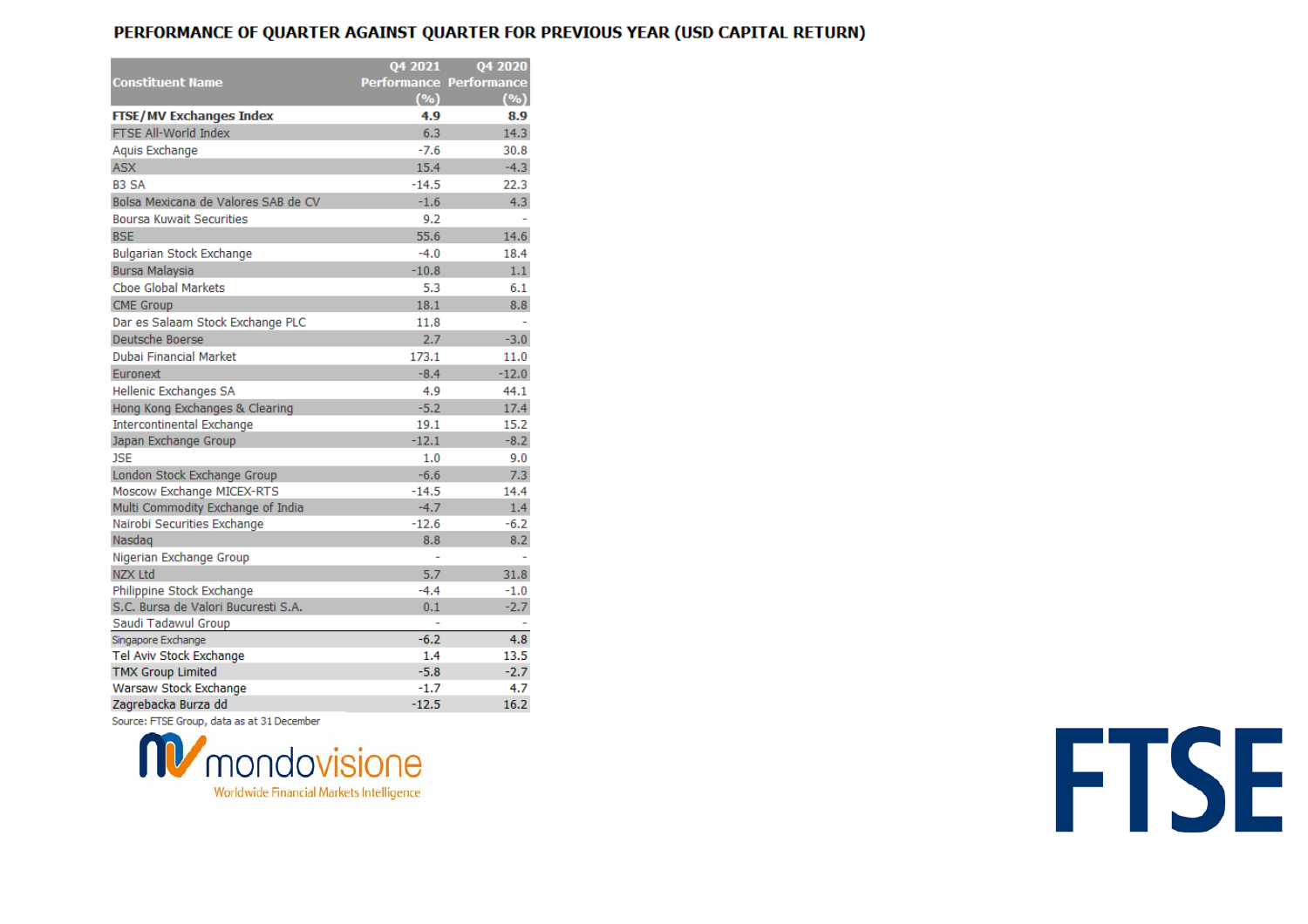## PERFORMANCE OF QUARTER AGAINST QUARTER FOR PREVIOUS YEAR (USD CAPITAL RETURN)

| Constituent Name | Q4 2021 Performance (%) | Q4 2020 Performance (%) |
|---|---|---|
| **FTSE/MV Exchanges Index** | **4.9** | **8.9** |
| FTSE All-World Index | 6.3 | 14.3 |
| Aquis Exchange | -7.6 | 30.8 |
| ASX | 15.4 | -4.3 |
| B3 SA | -14.5 | 22.3 |
| Bolsa Mexicana de Valores SAB de CV | -1.6 | 4.3 |
| Boursa Kuwait Securities | 9.2 | - |
| BSE | 55.6 | 14.6 |
| Bulgarian Stock Exchange | -4.0 | 18.4 |
| Bursa Malaysia | -10.8 | 1.1 |
| Cboe Global Markets | 5.3 | 6.1 |
| CME Group | 18.1 | 8.8 |
| Dar es Salaam Stock Exchange PLC | 11.8 | - |
| Deutsche Boerse | 2.7 | -3.0 |
| Dubai Financial Market | 173.1 | 11.0 |
| Euronext | -8.4 | -12.0 |
| Hellenic Exchanges SA | 4.9 | 44.1 |
| Hong Kong Exchanges & Clearing | -5.2 | 17.4 |
| Intercontinental Exchange | 19.1 | 15.2 |
| Japan Exchange Group | -12.1 | -8.2 |
| JSE | 1.0 | 9.0 |
| London Stock Exchange Group | -6.6 | 7.3 |
| Moscow Exchange MICEX-RTS | -14.5 | 14.4 |
| Multi Commodity Exchange of India | -4.7 | 1.4 |
| Nairobi Securities Exchange | -12.6 | -6.2 |
| Nasdaq | 8.8 | 8.2 |
| Nigerian Exchange Group | - | - |
| NZX Ltd | 5.7 | 31.8 |
| Philippine Stock Exchange | -4.4 | -1.0 |
| S.C. Bursa de Valori Bucuresti S.A. | 0.1 | -2.7 |
| Saudi Tadawul Group | - | - |
| Singapore Exchange | -6.2 | 4.8 |
| Tel Aviv Stock Exchange | 1.4 | 13.5 |
| TMX Group Limited | -5.8 | -2.7 |
| Warsaw Stock Exchange | -1.7 | 4.7 |
| Zagrebacka Burza dd | -12.5 | 16.2 |

Source: FTSE Group, data as at 31 December

mondovisione
Worldwide Financial Markets Intelligence

FTSE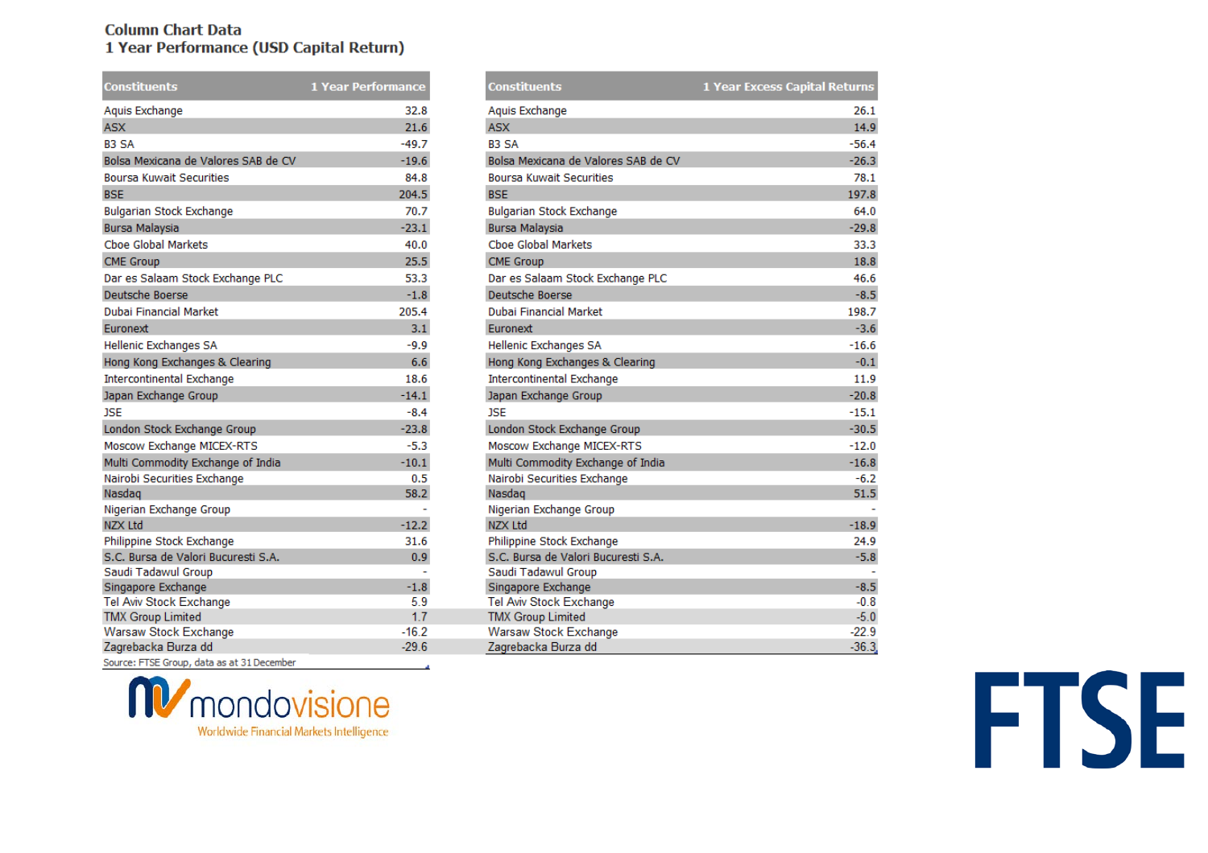**Column Chart Data**
**1 Year Performance (USD Capital Return)**

| Constituents | 1 Year Performance |
|---|---|
| Aquis Exchange | 32.8 |
| ASX | 21.6 |
| B3 SA | -49.7 |
| Bolsa Mexicana de Valores SAB de CV | -19.6 |
| Boursa Kuwait Securities | 84.8 |
| BSE | 204.5 |
| Bulgarian Stock Exchange | 70.7 |
| Bursa Malaysia | -23.1 |
| Cboe Global Markets | 40.0 |
| CME Group | 25.5 |
| Dar es Salaam Stock Exchange PLC | 53.3 |
| Deutsche Boerse | -1.8 |
| Dubai Financial Market | 205.4 |
| Euronext | 3.1 |
| Hellenic Exchanges SA | -9.9 |
| Hong Kong Exchanges & Clearing | 6.6 |
| Intercontinental Exchange | 18.6 |
| Japan Exchange Group | -14.1 |
| JSE | -8.4 |
| London Stock Exchange Group | -23.8 |
| Moscow Exchange MICEX-RTS | -5.3 |
| Multi Commodity Exchange of India | -10.1 |
| Nairobi Securities Exchange | 0.5 |
| Nasdaq | 58.2 |
| Nigerian Exchange Group | - |
| NZX Ltd | -12.2 |
| Philippine Stock Exchange | 31.6 |
| S.C. Bursa de Valori Bucuresti S.A. | 0.9 |
| Saudi Tadawul Group | - |
| Singapore Exchange | -1.8 |
| Tel Aviv Stock Exchange | 5.9 |
| TMX Group Limited | 1.7 |
| Warsaw Stock Exchange | -16.2 |
| Zagrebacka Burza dd | -29.6 |

Source: FTSE Group, data as at 31 December

| Constituents | 1 Year Excess Capital Returns |
|---|---|
| Aquis Exchange | 26.1 |
| ASX | 14.9 |
| B3 SA | -56.4 |
| Bolsa Mexicana de Valores SAB de CV | -26.3 |
| Boursa Kuwait Securities | 78.1 |
| BSE | 197.8 |
| Bulgarian Stock Exchange | 64.0 |
| Bursa Malaysia | -29.8 |
| Cboe Global Markets | 33.3 |
| CME Group | 18.8 |
| Dar es Salaam Stock Exchange PLC | 46.6 |
| Deutsche Boerse | -8.5 |
| Dubai Financial Market | 198.7 |
| Euronext | -3.6 |
| Hellenic Exchanges SA | -16.6 |
| Hong Kong Exchanges & Clearing | -0.1 |
| Intercontinental Exchange | 11.9 |
| Japan Exchange Group | -20.8 |
| JSE | -15.1 |
| London Stock Exchange Group | -30.5 |
| Moscow Exchange MICEX-RTS | -12.0 |
| Multi Commodity Exchange of India | -16.8 |
| Nairobi Securities Exchange | -6.2 |
| Nasdaq | 51.5 |
| Nigerian Exchange Group | - |
| NZX Ltd | -18.9 |
| Philippine Stock Exchange | 24.9 |
| S.C. Bursa de Valori Bucuresti S.A. | -5.8 |
| Saudi Tadawul Group | - |
| Singapore Exchange | -8.5 |
| Tel Aviv Stock Exchange | -0.8 |
| TMX Group Limited | -5.0 |
| Warsaw Stock Exchange | -22.9 |
| Zagrebacka Burza dd | -36.3 |

mondovisione
Worldwide Financial Markets Intelligence

FTSE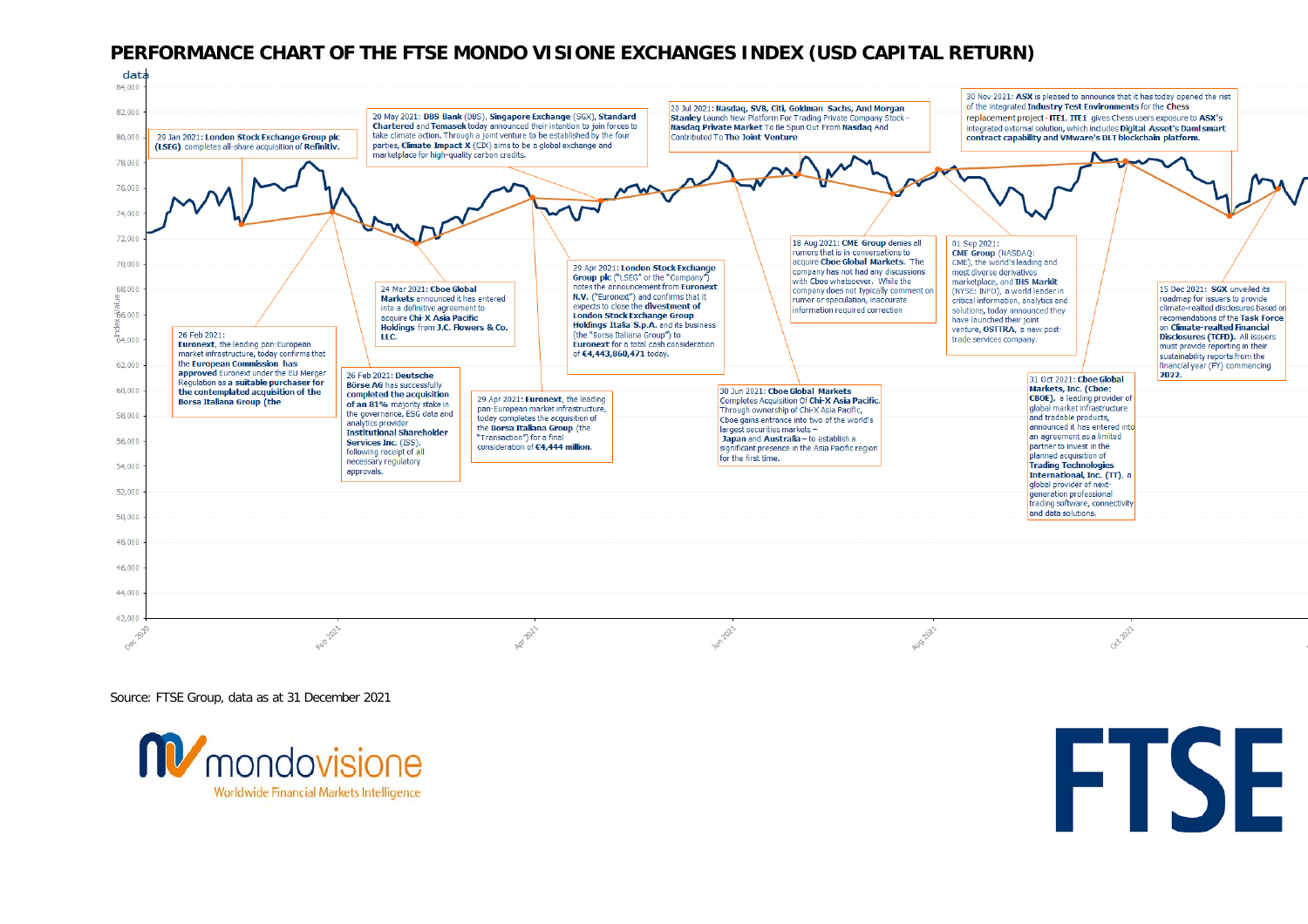# PERFORMANCE CHART OF THE FTSE MONDO VISIONE EXCHANGES INDEX (USD CAPITAL RETURN)

data

84,000
82,000
80,000
78,000
76,000
74,000
72,000
70,000
68,000
66,000
64,000
62,000
60,000
58,000
56,000
54,000
52,000
50,000
48,000
46,000
44,000
42,000

Index value

Dec 2020 · Feb 2021 · Apr 2021 · Jun 2021 · Aug 2021 · Oct 2021

29 Jan 2021: **London Stock Exchange Group plc (LSEG)** completes all-share acquisition of **Refinitiv.**

26 Feb 2021: **Euronext**, the leading pan-European market infrastructure, today confirms that the **European Commission has approved** Euronext under the EU Merger Regulation as a **suitable purchaser for the contemplated acquisition of the Borsa Italiana Group (the**

26 Feb 2021: **Deutsche Börse AG** has successfully **completed the acquisition of an 81%** majority stake in the governance, ESG data and analytics provider **Institutional Shareholder Services Inc.** (ISS), following receipt of all necessary regulatory approvals.

24 Mar 2021: **Cboe Global Markets** announced it has entered into a definitive agreement to acquire **Chi-X Asia Pacific Holdings** from **J.C. Flowers & Co. LLC.**

20 May 2021: **DBS Bank** (DBS), **Singapore Exchange** (SGX), **Standard Chartered** and **Temasek** today announced their intention to join forces to take climate action. Through a joint venture to be established by the four parties, **Climate Impact X** (CIX) aims to be a global exchange and marketplace for high-quality carbon credits.

29 Apr 2021: **Euronext**, the leading pan-European market infrastructure, today completes the acquisition of the **Borsa Italiana Group** (the "Transaction") for a final consideration of **€4,444 million**.

29 Apr 2021: **London Stock Exchange Group plc** ("LSEG" or the "Company") notes the announcement from **Euronext N.V.** ("Euronext") and confirms that it expects to close the **divestment of London Stock Exchange Group Holdings Italia S.p.A.** and its business (the "Borsa Italiana Group") to **Euronext** for a total cash consideration of **€4,443,860,471** today.

20 Jul 2021: **Nasdaq, SVB, Citi, Goldman Sachs, And Morgan Stanley** Launch New Platform For Trading Private Company Stock - **Nasdaq Private Market** To Be Spun Out From **Nasdaq** And Contributed To **The Joint Venture**

30 Jun 2021: **Cboe Global Markets** Completes Acquisition Of **Chi-X Asia Pacific.** Through ownership of Chi-X Asia Pacific, Cboe gains entrance into two of the world's largest securities markets – **Japan** and **Australia** – to establish a significant presence in the Asia Pacific region for the first time.

18 Aug 2021: **CME Group** denies all rumors that is in conversations to acquire **Cboe Global Markets.** The company has not had any discussions with Cboe whatsoever. While the company does not typically comment on rumor or speculation, inaccurate information required correction

01 Sep 2021: **CME Group** (NASDAQ: CME), the world's leading and most diverse derivatives marketplace, and **IHS Markit** (NYSE: INFO), a world leader in critical information, analytics and solutions, today announced they have launched their joint venture, **OSTTRA**, a new post-trade services company.

30 Nov 2021: **ASX** is pleased to announce that it has today opened the first of the integrated **Industry Test Environments** for the **Chess** replacement project - **ITE1**. **ITE1** gives Chess users exposure to **ASX's** integrated external solution, which includes **Digital Asset's Daml smart contract capability and VMware's DLT blockchain platform.**

31 Oct 2021: **Cboe Global Markets, Inc. (Cboe: CBOE)**, a leading provider of global market infrastructure and tradable products, announced it has entered into an agreement as a limited partner to invest in the planned acquisition of **Trading Technologies International, Inc.** (TT), a global provider of next-generation professional trading software, connectivity and data solutions.

15 Dec 2021: **SGX** unveiled its roadmap for issuers to provide climate-realted disclosures based on recomendations of the **Task Force on Climate-realted Financial Disclosures (TCFD).** All issuers must provide reporting in their susteinability reports from the financial year (FY) commencing **2022.**

Source: FTSE Group, data as at 31 December 2021

mondovisione
Worldwide Financial Markets Intelligence

FTSE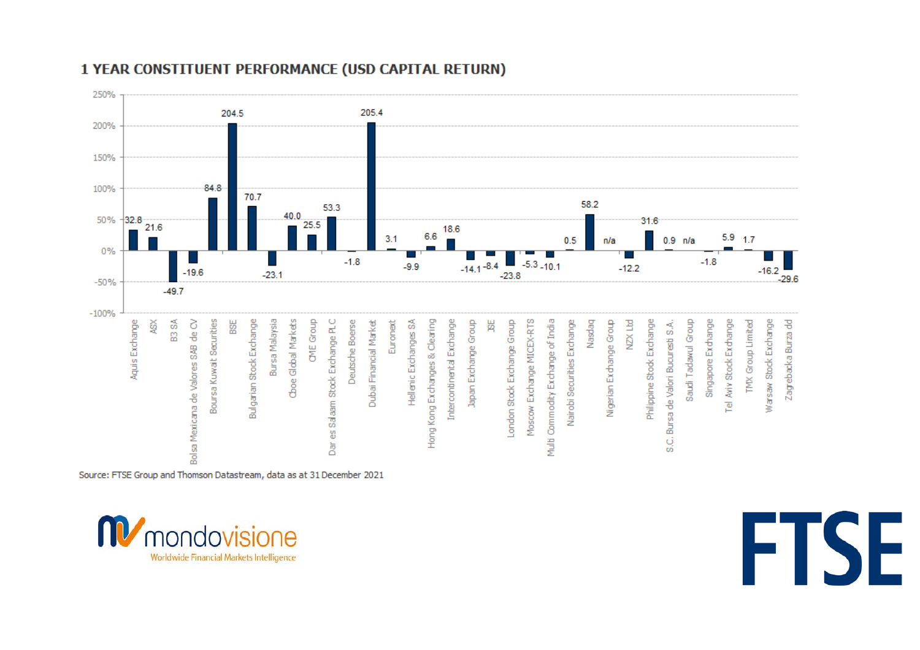## 1 YEAR CONSTITUENT PERFORMANCE (USD CAPITAL RETURN)

| Exchange | 1 Year USD Capital Return (%) |
|---|---|
| Aquis Exchange | 32.8 |
| ASX | 21.6 |
| B3 SA | -49.7 |
| Bolsa Mexicana de Valores SAB de CV | -19.6 |
| Boursa Kuwait Securities | 84.8 |
| BSE | 204.5 |
| Bulgarian Stock Exchange | 70.7 |
| Bursa Malaysia | -23.1 |
| Cboe Global Markets | 40.0 |
| CME Group | 25.5 |
| Dar es Salaam Stock Exchange PLC | 53.3 |
| Deutsche Boerse | -1.8 |
| Dubai Financial Market | 205.4 |
| Euronext | 3.1 |
| Hellenic Exchanges SA | -9.9 |
| Hong Kong Exchanges & Clearing | 6.6 |
| Intercontinental Exchange | 18.6 |
| Japan Exchange Group | -14.1 |
| JSE | -8.4 |
| London Stock Exchange Group | -23.8 |
| Moscow Exchange MICEX-RTS | -5.3 |
| Multi Commodity Exchange of India | -10.1 |
| Nairobi Securities Exchange | 0.5 |
| Nasdaq | 58.2 |
| Nigerian Exchange Group | n/a |
| NZX Ltd | -12.2 |
| Philippine Stock Exchange | 31.6 |
| S.C. Bursa de Valori Bucuresti S.A. | 0.9 |
| Saudi Tadawul Group | n/a |
| Singapore Exchange | -1.8 |
| Tel Aviv Stock Exchange | 5.9 |
| TMX Group Limited | 1.7 |
| Warsaw Stock Exchange | -16.2 |
| Zagrebacka Burza dd | -29.6 |

Source: FTSE Group and Thomson Datastream, data as at 31 December 2021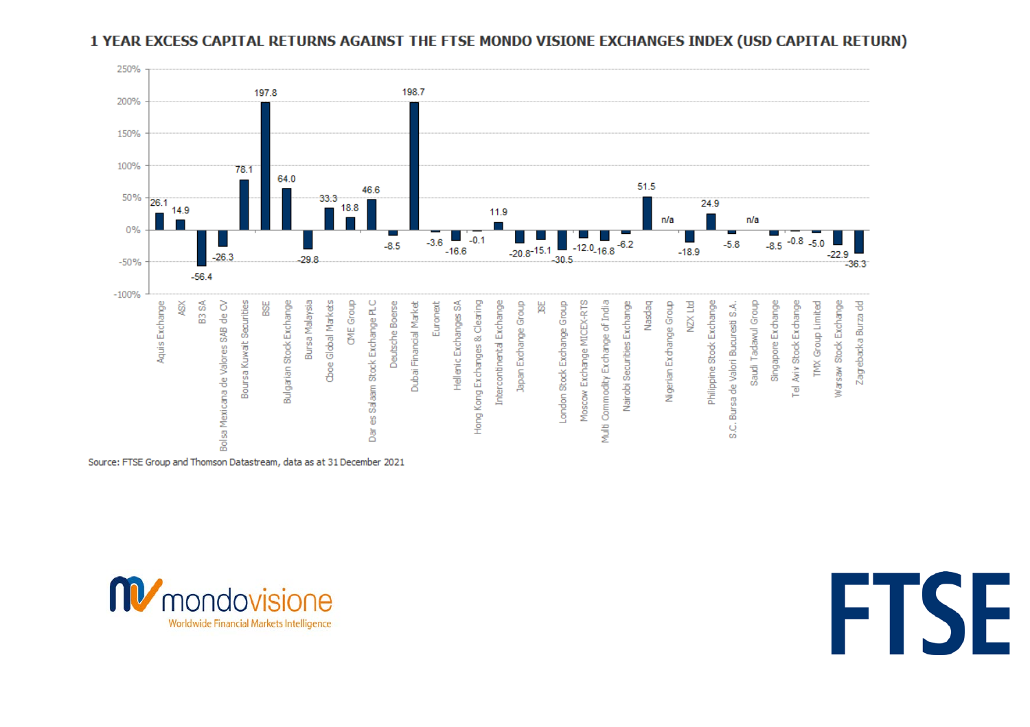## 1 YEAR EXCESS CAPITAL RETURNS AGAINST THE FTSE MONDO VISIONE EXCHANGES INDEX (USD CAPITAL RETURN)

| Exchange | 1 Year Excess Capital Return (%) |
|---|---|
| Aquis Exchange | 26.1 |
| ASX | 14.9 |
| B3 SA | -56.4 |
| Bolsa Mexicana de Valores SAB de CV | -26.3 |
| Boursa Kuwait Securities | 78.1 |
| BSE | 197.8 |
| Bulgarian Stock Exchange | 64.0 |
| Bursa Malaysia | -29.8 |
| Cboe Global Markets | 33.3 |
| CME Group | 18.8 |
| Dar es Salaam Stock Exchange PLC | 46.6 |
| Deutsche Boerse | -8.5 |
| Dubai Financial Market | 198.7 |
| Euronext | -3.6 |
| Hellenic Exchanges SA | -16.6 |
| Hong Kong Exchanges & Clearing | -0.1 |
| Intercontinental Exchange | 11.9 |
| Japan Exchange Group | -20.8 |
| JSE | -15.1 |
| London Stock Exchange Group | -30.5 |
| Moscow Exchange MICEX-RTS | -12.0 |
| Multi Commodity Exchange of India | -16.8 |
| Nairobi Securities Exchange | -6.2 |
| Nasdaq | 51.5 |
| Nigerian Exchange Group | n/a |
| NZX Ltd | -18.9 |
| Philippine Stock Exchange | 24.9 |
| S.C. Bursa de Valori Bucuresti S.A. | -5.8 |
| Saudi Tadawul Group | n/a |
| Singapore Exchange | -8.5 |
| Tel Aviv Stock Exchange | -0.8 |
| TMX Group Limited | -5.0 |
| Warsaw Stock Exchange | -22.9 |
| Zagrebacka Burza dd | -36.3 |

Source: FTSE Group and Thomson Datastream, data as at 31 December 2021

mondovisione
Worldwide Financial Markets Intelligence

FTSE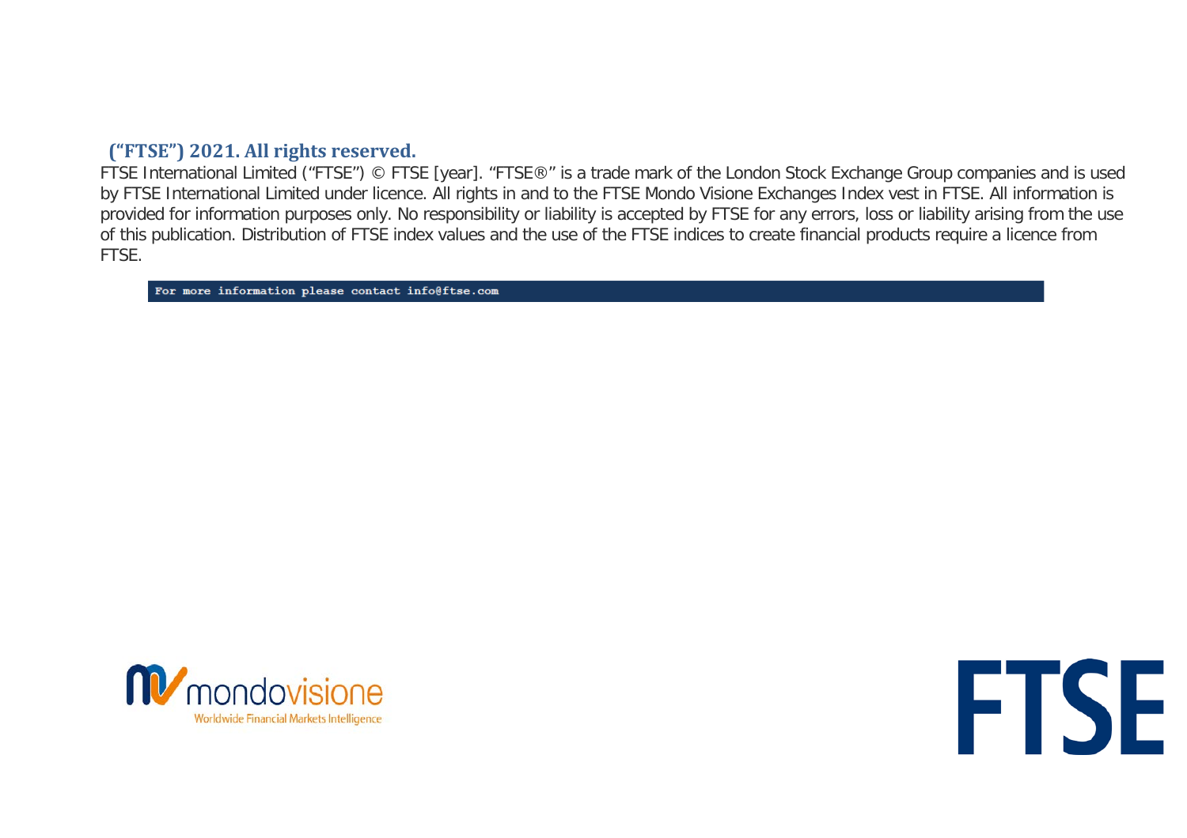**("FTSE") 2021. All rights reserved.**

FTSE International Limited ("FTSE") © FTSE [year]. "FTSE®" is a trade mark of the London Stock Exchange Group companies and is used by FTSE International Limited under licence. All rights in and to the FTSE Mondo Visione Exchanges Index vest in FTSE. All information is provided for information purposes only. No responsibility or liability is accepted by FTSE for any errors, loss or liability arising from the use of this publication. Distribution of FTSE index values and the use of the FTSE indices to create financial products require a licence from FTSE.

For more information please contact info@ftse.com

mondovisione

Worldwide Financial Markets Intelligence

FTSE